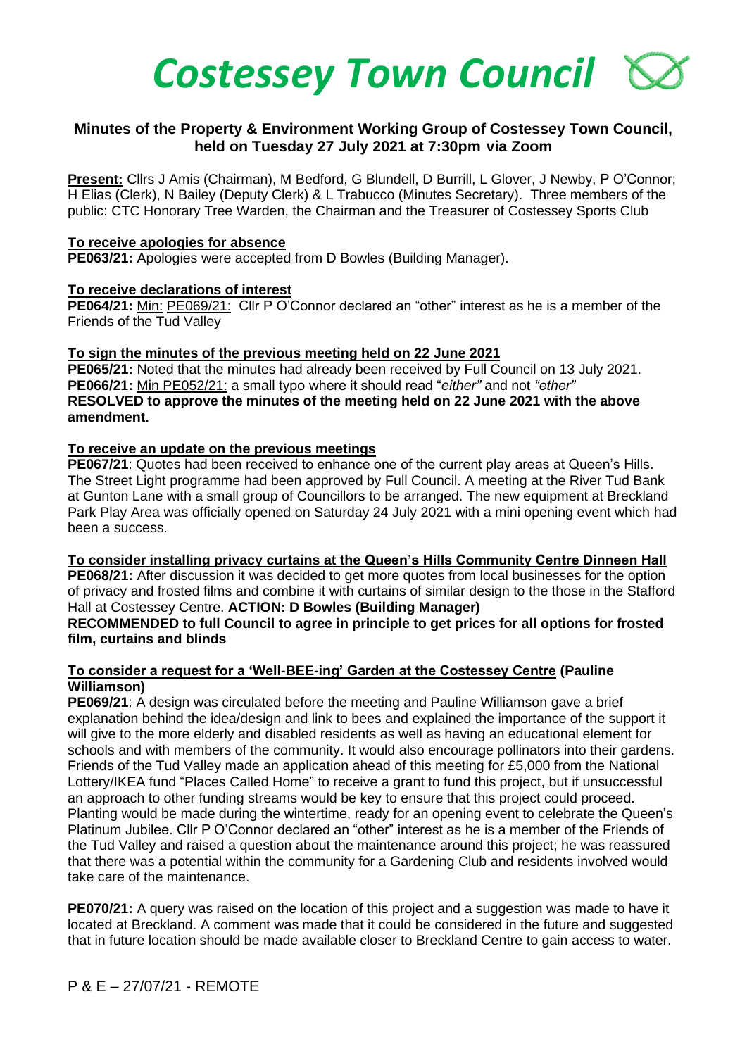# Costessey Town Council

## Minutes of the Property & Environment Working Group of Costessey Town Council, held on Tuesday 27 July 2021 at 7:30pm via Zoom

**Present:** Cllrs J Amis (Chairman), M Bedford, G Blundell, D Burrill, L Glover, J Newby, P O'Connor; H Elias (Clerk), N Bailey (Deputy Clerk) & L Trabucco (Minutes Secretary). Three members of the public: CTC Honorary Tree Warden, the Chairman and the Treasurer of Costessey Sports Club

**To receive apologies for absence**

**PE063/21:** Apologies were accepted from D Bowles (Building Manager).

**To receive declarations of interest**

**PE064/21:** Min: PE069/21: Cllr P O'Connor declared an "other" interest as he is a member of the Friends of the Tud Valley

**To sign the minutes of the previous meeting held on 22 June 2021**

**PE065/21:** Noted that the minutes had already been received by Full Council on 13 July 2021.
**PE066/21:** Min PE052/21: a small typo where it should read "*either"* and not *"ether"*
**RESOLVED to approve the minutes of the meeting held on 22 June 2021 with the above amendment.**

**To receive an update on the previous meetings**

**PE067/21**: Quotes had been received to enhance one of the current play areas at Queen's Hills. The Street Light programme had been approved by Full Council. A meeting at the River Tud Bank at Gunton Lane with a small group of Councillors to be arranged. The new equipment at Breckland Park Play Area was officially opened on Saturday 24 July 2021 with a mini opening event which had been a success.

**To consider installing privacy curtains at the Queen's Hills Community Centre Dinneen Hall**

**PE068/21:** After discussion it was decided to get more quotes from local businesses for the option of privacy and frosted films and combine it with curtains of similar design to the those in the Stafford Hall at Costessey Centre. **ACTION: D Bowles (Building Manager)**
**RECOMMENDED to full Council to agree in principle to get prices for all options for frosted film, curtains and blinds**

**To consider a request for a 'Well-BEE-ing' Garden at the Costessey Centre (Pauline Williamson)**

**PE069/21**: A design was circulated before the meeting and Pauline Williamson gave a brief explanation behind the idea/design and link to bees and explained the importance of the support it will give to the more elderly and disabled residents as well as having an educational element for schools and with members of the community. It would also encourage pollinators into their gardens. Friends of the Tud Valley made an application ahead of this meeting for £5,000 from the National Lottery/IKEA fund "Places Called Home" to receive a grant to fund this project, but if unsuccessful an approach to other funding streams would be key to ensure that this project could proceed. Planting would be made during the wintertime, ready for an opening event to celebrate the Queen's Platinum Jubilee. Cllr P O'Connor declared an "other" interest as he is a member of the Friends of the Tud Valley and raised a question about the maintenance around this project; he was reassured that there was a potential within the community for a Gardening Club and residents involved would take care of the maintenance.

**PE070/21:** A query was raised on the location of this project and a suggestion was made to have it located at Breckland. A comment was made that it could be considered in the future and suggested that in future location should be made available closer to Breckland Centre to gain access to water.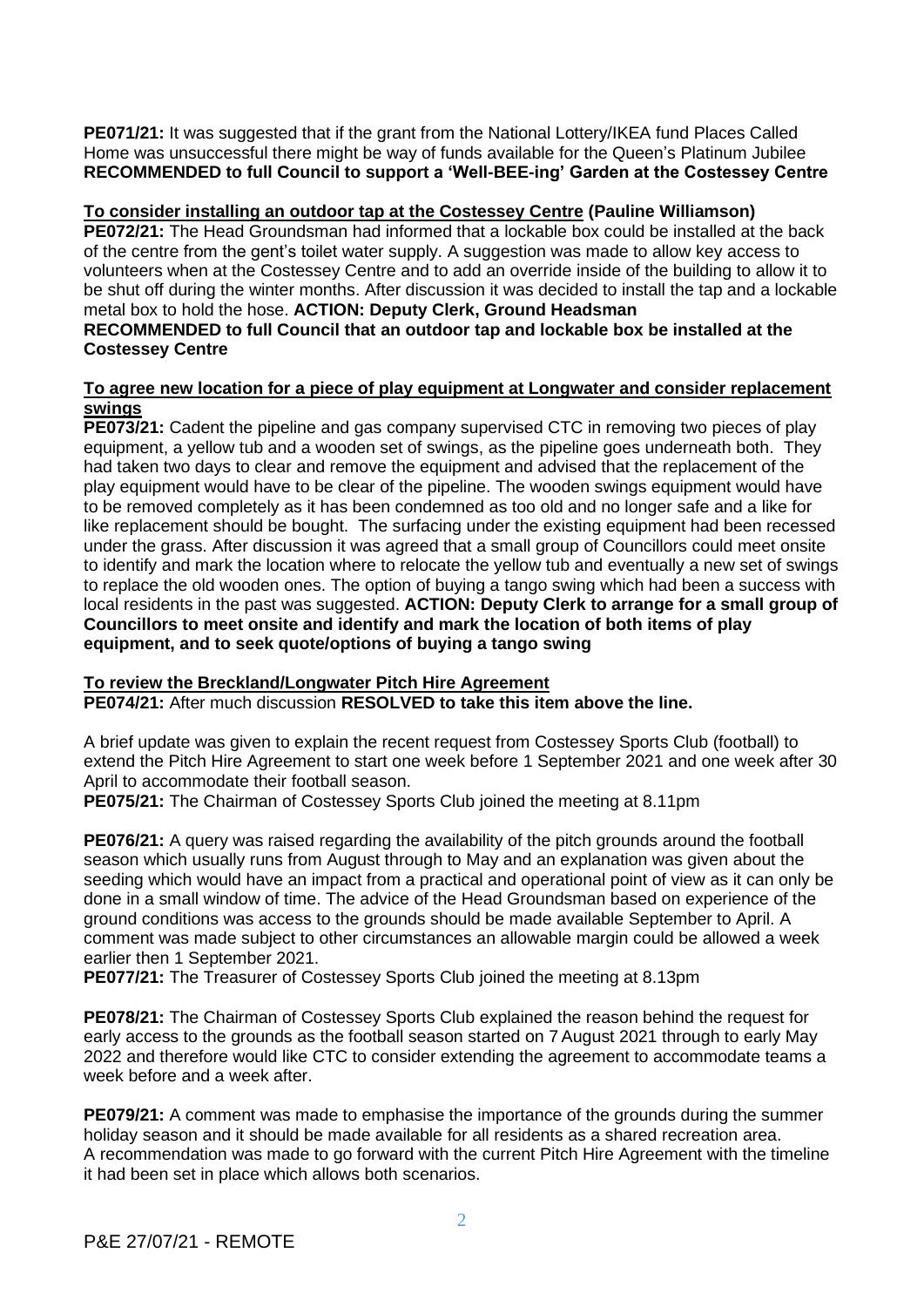**PE071/21:** It was suggested that if the grant from the National Lottery/IKEA fund Places Called Home was unsuccessful there might be way of funds available for the Queen's Platinum Jubilee **RECOMMENDED to full Council to support a 'Well-BEE-ing' Garden at the Costessey Centre**

**To consider installing an outdoor tap at the Costessey Centre (Pauline Williamson)**

**PE072/21:** The Head Groundsman had informed that a lockable box could be installed at the back of the centre from the gent's toilet water supply. A suggestion was made to allow key access to volunteers when at the Costessey Centre and to add an override inside of the building to allow it to be shut off during the winter months. After discussion it was decided to install the tap and a lockable metal box to hold the hose. **ACTION: Deputy Clerk, Ground Headsman**
**RECOMMENDED to full Council that an outdoor tap and lockable box be installed at the Costessey Centre**

**To agree new location for a piece of play equipment at Longwater and consider replacement swings**

**PE073/21:** Cadent the pipeline and gas company supervised CTC in removing two pieces of play equipment, a yellow tub and a wooden set of swings, as the pipeline goes underneath both. They had taken two days to clear and remove the equipment and advised that the replacement of the play equipment would have to be clear of the pipeline. The wooden swings equipment would have to be removed completely as it has been condemned as too old and no longer safe and a like for like replacement should be bought. The surfacing under the existing equipment had been recessed under the grass. After discussion it was agreed that a small group of Councillors could meet onsite to identify and mark the location where to relocate the yellow tub and eventually a new set of swings to replace the old wooden ones. The option of buying a tango swing which had been a success with local residents in the past was suggested. **ACTION: Deputy Clerk to arrange for a small group of Councillors to meet onsite and identify and mark the location of both items of play equipment, and to seek quote/options of buying a tango swing**

**To review the Breckland/Longwater Pitch Hire Agreement**

**PE074/21:** After much discussion **RESOLVED to take this item above the line.**

A brief update was given to explain the recent request from Costessey Sports Club (football) to extend the Pitch Hire Agreement to start one week before 1 September 2021 and one week after 30 April to accommodate their football season.

**PE075/21:** The Chairman of Costessey Sports Club joined the meeting at 8.11pm

**PE076/21:** A query was raised regarding the availability of the pitch grounds around the football season which usually runs from August through to May and an explanation was given about the seeding which would have an impact from a practical and operational point of view as it can only be done in a small window of time. The advice of the Head Groundsman based on experience of the ground conditions was access to the grounds should be made available September to April. A comment was made subject to other circumstances an allowable margin could be allowed a week earlier then 1 September 2021.

**PE077/21:** The Treasurer of Costessey Sports Club joined the meeting at 8.13pm

**PE078/21:** The Chairman of Costessey Sports Club explained the reason behind the request for early access to the grounds as the football season started on 7 August 2021 through to early May 2022 and therefore would like CTC to consider extending the agreement to accommodate teams a week before and a week after.

**PE079/21:** A comment was made to emphasise the importance of the grounds during the summer holiday season and it should be made available for all residents as a shared recreation area. A recommendation was made to go forward with the current Pitch Hire Agreement with the timeline it had been set in place which allows both scenarios.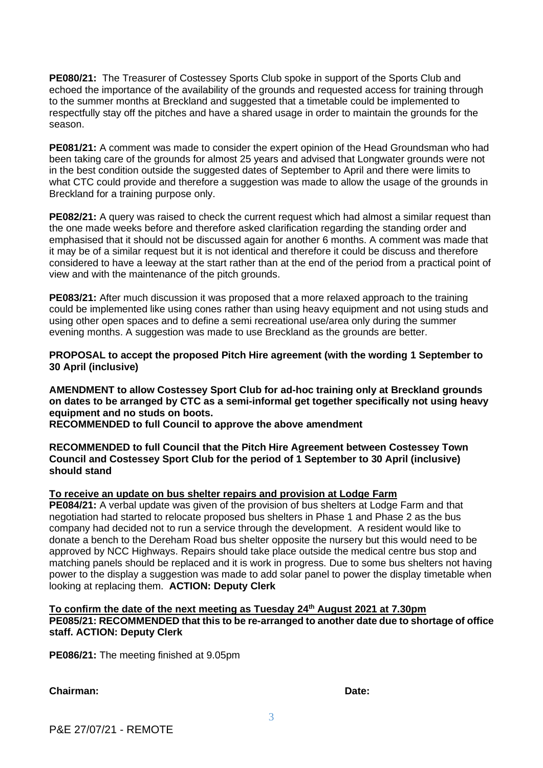**PE080/21:** The Treasurer of Costessey Sports Club spoke in support of the Sports Club and echoed the importance of the availability of the grounds and requested access for training through to the summer months at Breckland and suggested that a timetable could be implemented to respectfully stay off the pitches and have a shared usage in order to maintain the grounds for the season.

**PE081/21:** A comment was made to consider the expert opinion of the Head Groundsman who had been taking care of the grounds for almost 25 years and advised that Longwater grounds were not in the best condition outside the suggested dates of September to April and there were limits to what CTC could provide and therefore a suggestion was made to allow the usage of the grounds in Breckland for a training purpose only.

**PE082/21:** A query was raised to check the current request which had almost a similar request than the one made weeks before and therefore asked clarification regarding the standing order and emphasised that it should not be discussed again for another 6 months. A comment was made that it may be of a similar request but it is not identical and therefore it could be discuss and therefore considered to have a leeway at the start rather than at the end of the period from a practical point of view and with the maintenance of the pitch grounds.

**PE083/21:** After much discussion it was proposed that a more relaxed approach to the training could be implemented like using cones rather than using heavy equipment and not using studs and using other open spaces and to define a semi recreational use/area only during the summer evening months. A suggestion was made to use Breckland as the grounds are better.

**PROPOSAL to accept the proposed Pitch Hire agreement (with the wording 1 September to 30 April (inclusive)**

**AMENDMENT to allow Costessey Sport Club for ad-hoc training only at Breckland grounds on dates to be arranged by CTC as a semi-informal get together specifically not using heavy equipment and no studs on boots.**
**RECOMMENDED to full Council to approve the above amendment**

**RECOMMENDED to full Council that the Pitch Hire Agreement between Costessey Town Council and Costessey Sport Club for the period of 1 September to 30 April (inclusive) should stand**

**To receive an update on bus shelter repairs and provision at Lodge Farm**

**PE084/21:** A verbal update was given of the provision of bus shelters at Lodge Farm and that negotiation had started to relocate proposed bus shelters in Phase 1 and Phase 2 as the bus company had decided not to run a service through the development. A resident would like to donate a bench to the Dereham Road bus shelter opposite the nursery but this would need to be approved by NCC Highways. Repairs should take place outside the medical centre bus stop and matching panels should be replaced and it is work in progress. Due to some bus shelters not having power to the display a suggestion was made to add solar panel to power the display timetable when looking at replacing them. **ACTION: Deputy Clerk**

**To confirm the date of the next meeting as Tuesday 24th August 2021 at 7.30pm**

**PE085/21: RECOMMENDED that this to be re-arranged to another date due to shortage of office staff. ACTION: Deputy Clerk**

**PE086/21:** The meeting finished at 9.05pm

**Chairman:** **Date:**